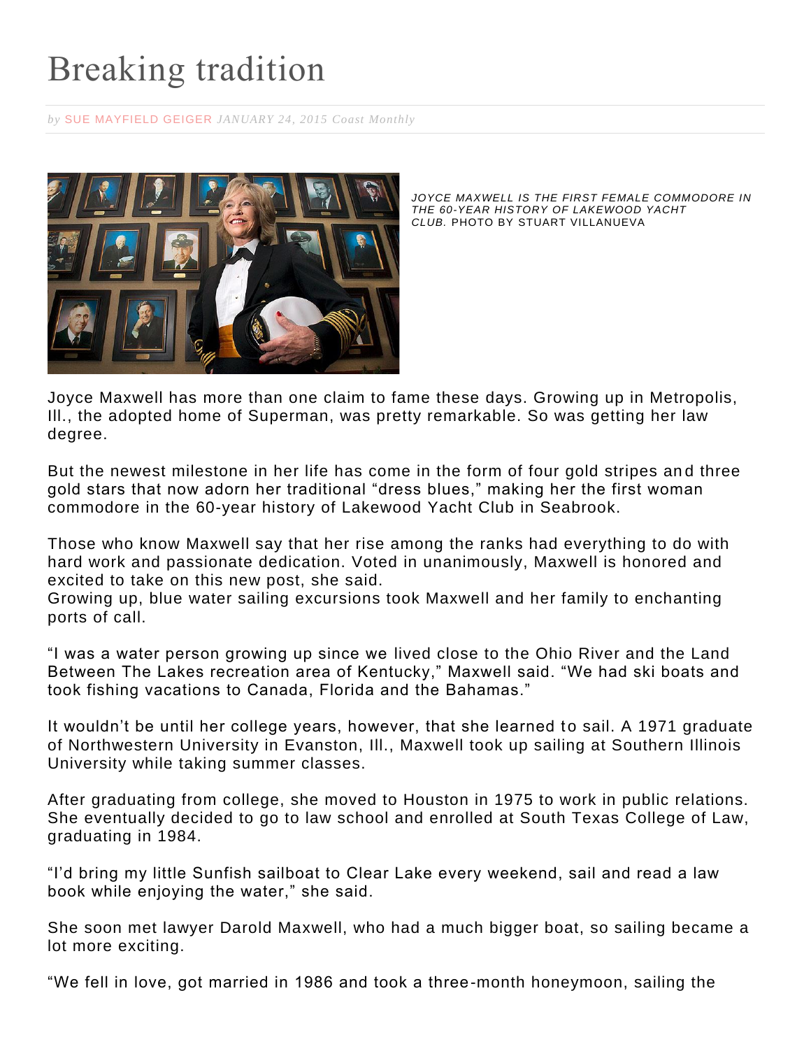# Breaking tradition

*by* SUE MAYFIELD GEIGER *JANUARY 24, 2015 Coast Monthly*

*JOYCE MAXWELL IS THE FIRST FEMALE COMMODORE IN THE 60-YEAR HISTORY OF LAKEWOOD YACHT CLUB.* PHOTO BY STUART VILLANUEVA

Joyce Maxwell has more than one claim to fame these days. Growing up in Metropolis, Ill., the adopted home of Superman, was pretty remarkable. So was getting her law degree.

But the newest milestone in her life has come in the form of four gold stripes and three gold stars that now adorn her traditional "dress blues," making her the first woman commodore in the 60-year history of Lakewood Yacht Club in Seabrook.

Those who know Maxwell say that her rise among the ranks had everything to do with hard work and passionate dedication. Voted in unanimously, Maxwell is honored and excited to take on this new post, she said.
Growing up, blue water sailing excursions took Maxwell and her family to enchanting ports of call.

"I was a water person growing up since we lived close to the Ohio River and the Land Between The Lakes recreation area of Kentucky," Maxwell said. "We had ski boats and took fishing vacations to Canada, Florida and the Bahamas."

It wouldn't be until her college years, however, that she learned to sail. A 1971 graduate of Northwestern University in Evanston, Ill., Maxwell took up sailing at Southern Illinois University while taking summer classes.

After graduating from college, she moved to Houston in 1975 to work in public relations. She eventually decided to go to law school and enrolled at South Texas College of Law, graduating in 1984.

"I'd bring my little Sunfish sailboat to Clear Lake every weekend, sail and read a law book while enjoying the water," she said.

She soon met lawyer Darold Maxwell, who had a much bigger boat, so sailing became a lot more exciting.

"We fell in love, got married in 1986 and took a three-month honeymoon, sailing the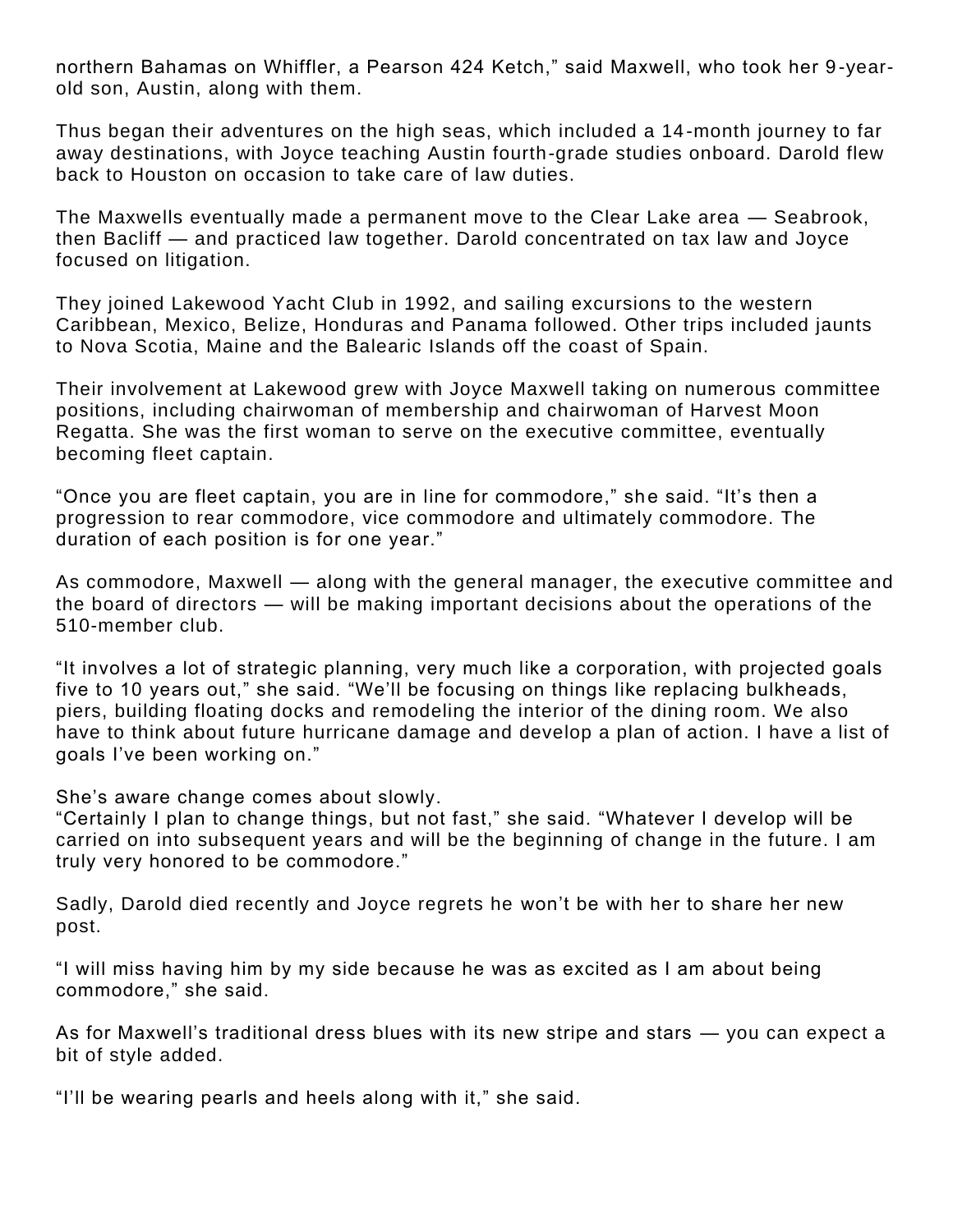northern Bahamas on Whiffler, a Pearson 424 Ketch," said Maxwell, who took her 9-year-old son, Austin, along with them.

Thus began their adventures on the high seas, which included a 14-month journey to far away destinations, with Joyce teaching Austin fourth-grade studies onboard. Darold flew back to Houston on occasion to take care of law duties.

The Maxwells eventually made a permanent move to the Clear Lake area — Seabrook, then Bacliff — and practiced law together. Darold concentrated on tax law and Joyce focused on litigation.

They joined Lakewood Yacht Club in 1992, and sailing excursions to the western Caribbean, Mexico, Belize, Honduras and Panama followed. Other trips included jaunts to Nova Scotia, Maine and the Balearic Islands off the coast of Spain.

Their involvement at Lakewood grew with Joyce Maxwell taking on numerous committee positions, including chairwoman of membership and chairwoman of Harvest Moon Regatta. She was the first woman to serve on the executive committee, eventually becoming fleet captain.

"Once you are fleet captain, you are in line for commodore," she said. "It's then a progression to rear commodore, vice commodore and ultimately commodore. The duration of each position is for one year."

As commodore, Maxwell — along with the general manager, the executive committee and the board of directors — will be making important decisions about the operations of the 510-member club.

"It involves a lot of strategic planning, very much like a corporation, with projected goals five to 10 years out," she said. "We'll be focusing on things like replacing bulkheads, piers, building floating docks and remodeling the interior of the dining room. We also have to think about future hurricane damage and develop a plan of action. I have a list of goals I've been working on."

She's aware change comes about slowly.
"Certainly I plan to change things, but not fast," she said. "Whatever I develop will be carried on into subsequent years and will be the beginning of change in the future. I am truly very honored to be commodore."

Sadly, Darold died recently and Joyce regrets he won't be with her to share her new post.

"I will miss having him by my side because he was as excited as I am about being commodore," she said.

As for Maxwell's traditional dress blues with its new stripe and stars — you can expect a bit of style added.

"I'll be wearing pearls and heels along with it," she said.